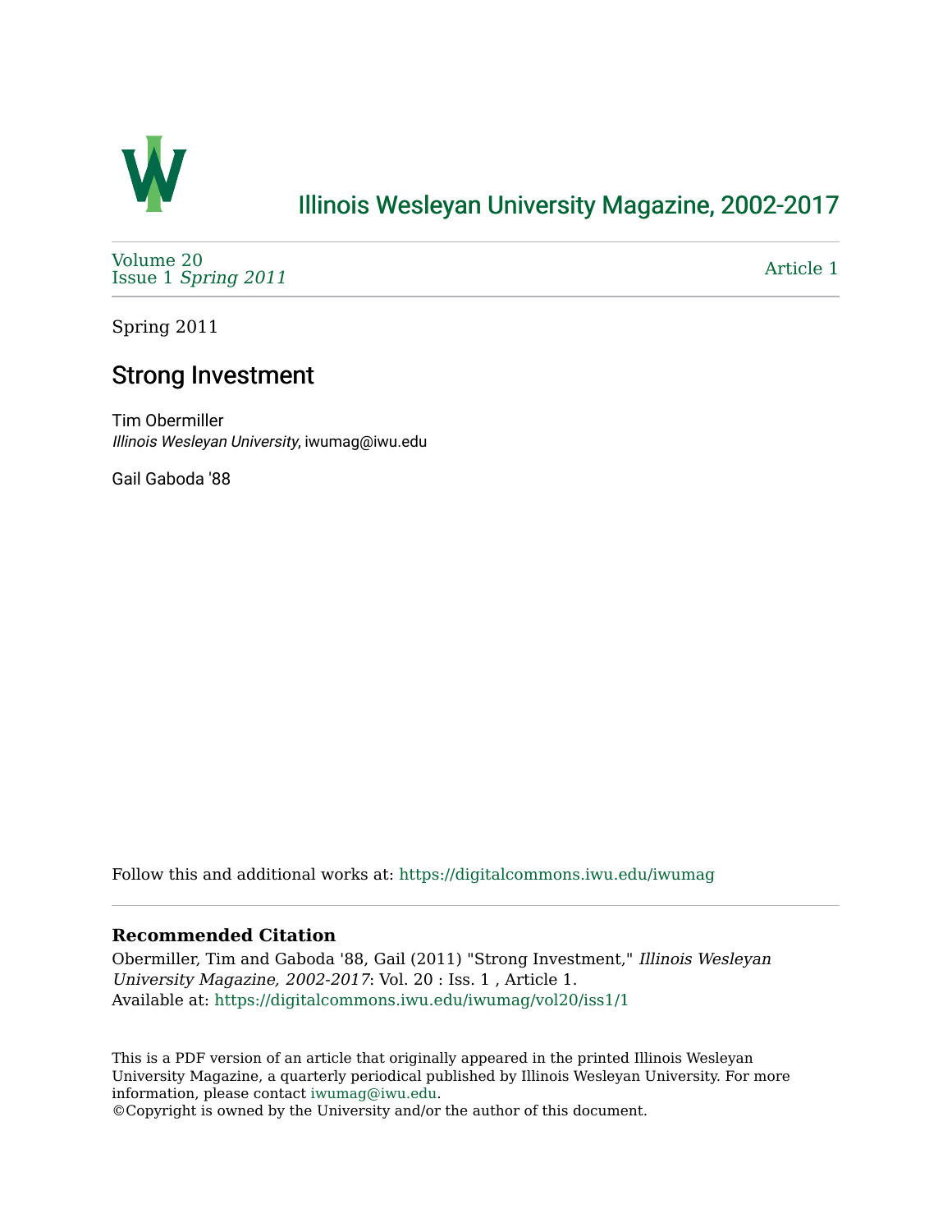Illinois Wesleyan University Magazine, 2002-2017

Volume 20
Issue 1 *Spring 2011*

Article 1

Spring 2011

# Strong Investment

Tim Obermiller
*Illinois Wesleyan University*, iwumag@iwu.edu

Gail Gaboda '88

Follow this and additional works at: https://digitalcommons.iwu.edu/iwumag

**Recommended Citation**
Obermiller, Tim and Gaboda '88, Gail (2011) "Strong Investment," *Illinois Wesleyan University Magazine, 2002-2017*: Vol. 20 : Iss. 1 , Article 1.
Available at: https://digitalcommons.iwu.edu/iwumag/vol20/iss1/1

This is a PDF version of an article that originally appeared in the printed Illinois Wesleyan University Magazine, a quarterly periodical published by Illinois Wesleyan University. For more information, please contact iwumag@iwu.edu.
©Copyright is owned by the University and/or the author of this document.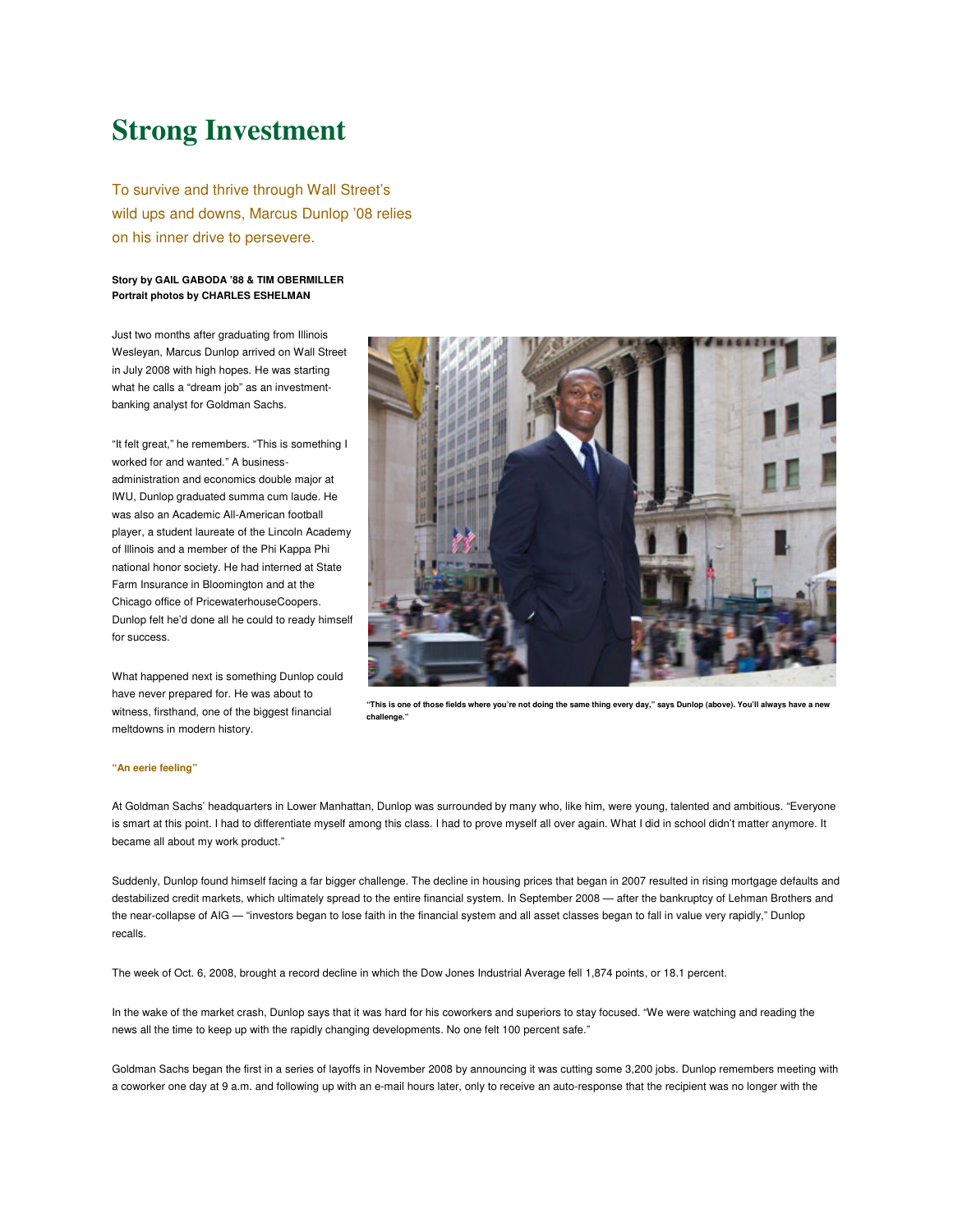# Strong Investment

To survive and thrive through Wall Street's wild ups and downs, Marcus Dunlop '08 relies on his inner drive to persevere.

**Story by GAIL GABODA '88 & TIM OBERMILLER**
**Portrait photos by CHARLES ESHELMAN**

Just two months after graduating from Illinois Wesleyan, Marcus Dunlop arrived on Wall Street in July 2008 with high hopes. He was starting what he calls a "dream job" as an investment-banking analyst for Goldman Sachs.

"It felt great," he remembers. "This is something I worked for and wanted." A business-administration and economics double major at IWU, Dunlop graduated summa cum laude. He was also an Academic All-American football player, a student laureate of the Lincoln Academy of Illinois and a member of the Phi Kappa Phi national honor society. He had interned at State Farm Insurance in Bloomington and at the Chicago office of PricewaterhouseCoopers. Dunlop felt he'd done all he could to ready himself for success.

What happened next is something Dunlop could have never prepared for. He was about to witness, firsthand, one of the biggest financial meltdowns in modern history.

**"This is one of those fields where you're not doing the same thing every day," says Dunlop (above). You'll always have a new challenge."**

**"An eerie feeling"**

At Goldman Sachs' headquarters in Lower Manhattan, Dunlop was surrounded by many who, like him, were young, talented and ambitious. "Everyone is smart at this point. I had to differentiate myself among this class. I had to prove myself all over again. What I did in school didn't matter anymore. It became all about my work product."

Suddenly, Dunlop found himself facing a far bigger challenge. The decline in housing prices that began in 2007 resulted in rising mortgage defaults and destabilized credit markets, which ultimately spread to the entire financial system. In September 2008 — after the bankruptcy of Lehman Brothers and the near-collapse of AIG — "investors began to lose faith in the financial system and all asset classes began to fall in value very rapidly," Dunlop recalls.

The week of Oct. 6, 2008, brought a record decline in which the Dow Jones Industrial Average fell 1,874 points, or 18.1 percent.

In the wake of the market crash, Dunlop says that it was hard for his coworkers and superiors to stay focused. "We were watching and reading the news all the time to keep up with the rapidly changing developments. No one felt 100 percent safe."

Goldman Sachs began the first in a series of layoffs in November 2008 by announcing it was cutting some 3,200 jobs. Dunlop remembers meeting with a coworker one day at 9 a.m. and following up with an e-mail hours later, only to receive an auto-response that the recipient was no longer with the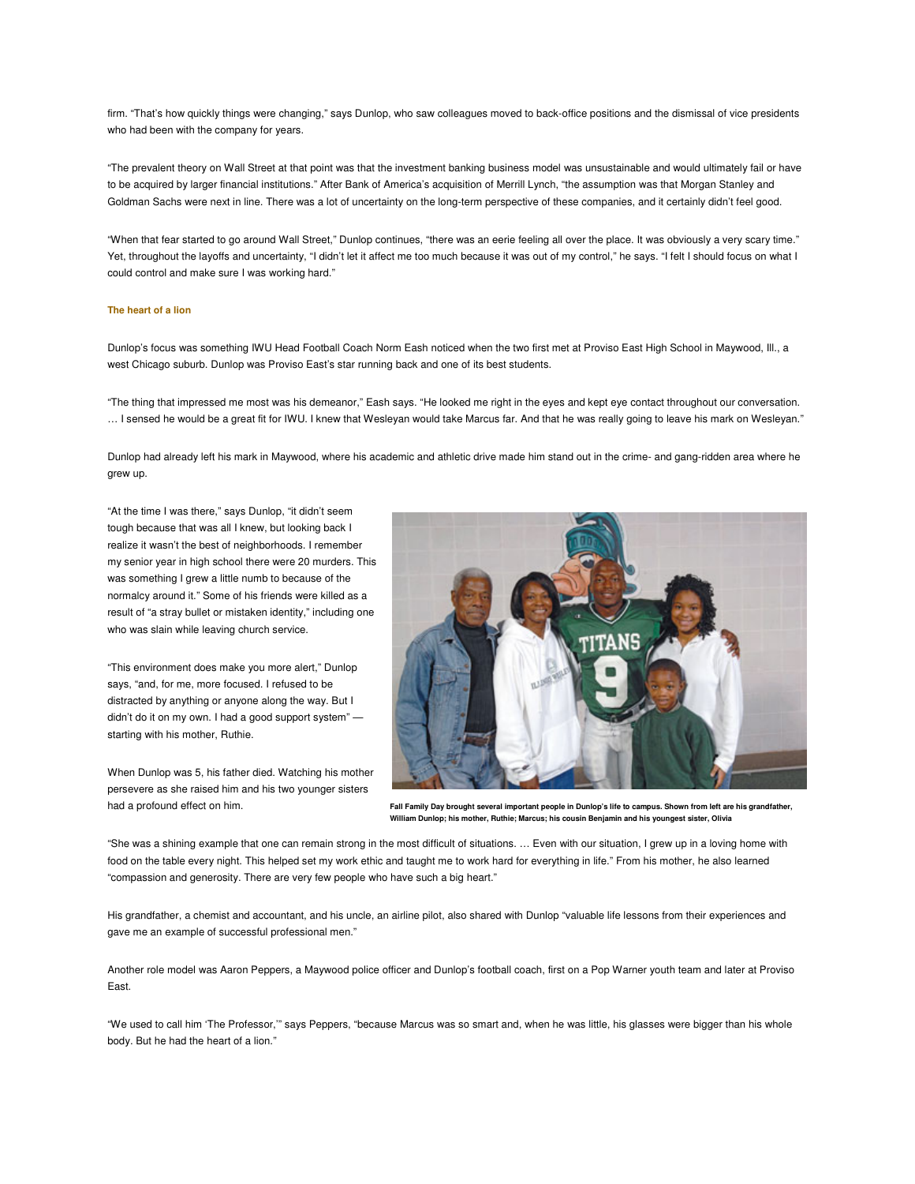firm. "That's how quickly things were changing," says Dunlop, who saw colleagues moved to back-office positions and the dismissal of vice presidents who had been with the company for years.

"The prevalent theory on Wall Street at that point was that the investment banking business model was unsustainable and would ultimately fail or have to be acquired by larger financial institutions." After Bank of America's acquisition of Merrill Lynch, "the assumption was that Morgan Stanley and Goldman Sachs were next in line. There was a lot of uncertainty on the long-term perspective of these companies, and it certainly didn't feel good.

"When that fear started to go around Wall Street," Dunlop continues, "there was an eerie feeling all over the place. It was obviously a very scary time." Yet, throughout the layoffs and uncertainty, "I didn't let it affect me too much because it was out of my control," he says. "I felt I should focus on what I could control and make sure I was working hard."

### The heart of a lion

Dunlop's focus was something IWU Head Football Coach Norm Eash noticed when the two first met at Proviso East High School in Maywood, Ill., a west Chicago suburb. Dunlop was Proviso East's star running back and one of its best students.

"The thing that impressed me most was his demeanor," Eash says. "He looked me right in the eyes and kept eye contact throughout our conversation. … I sensed he would be a great fit for IWU. I knew that Wesleyan would take Marcus far. And that he was really going to leave his mark on Wesleyan."

Dunlop had already left his mark in Maywood, where his academic and athletic drive made him stand out in the crime- and gang-ridden area where he grew up.

"At the time I was there," says Dunlop, "it didn't seem tough because that was all I knew, but looking back I realize it wasn't the best of neighborhoods. I remember my senior year in high school there were 20 murders. This was something I grew a little numb to because of the normalcy around it." Some of his friends were killed as a result of "a stray bullet or mistaken identity," including one who was slain while leaving church service.

"This environment does make you more alert," Dunlop says, "and, for me, more focused. I refused to be distracted by anything or anyone along the way. But I didn't do it on my own. I had a good support system" — starting with his mother, Ruthie.

When Dunlop was 5, his father died. Watching his mother persevere as she raised him and his two younger sisters had a profound effect on him.

**Fall Family Day brought several important people in Dunlop's life to campus. Shown from left are his grandfather, William Dunlop; his mother, Ruthie; Marcus; his cousin Benjamin and his youngest sister, Olivia**

"She was a shining example that one can remain strong in the most difficult of situations. … Even with our situation, I grew up in a loving home with food on the table every night. This helped set my work ethic and taught me to work hard for everything in life." From his mother, he also learned "compassion and generosity. There are very few people who have such a big heart."

His grandfather, a chemist and accountant, and his uncle, an airline pilot, also shared with Dunlop "valuable life lessons from their experiences and gave me an example of successful professional men."

Another role model was Aaron Peppers, a Maywood police officer and Dunlop's football coach, first on a Pop Warner youth team and later at Proviso East.

"We used to call him 'The Professor,'" says Peppers, "because Marcus was so smart and, when he was little, his glasses were bigger than his whole body. But he had the heart of a lion."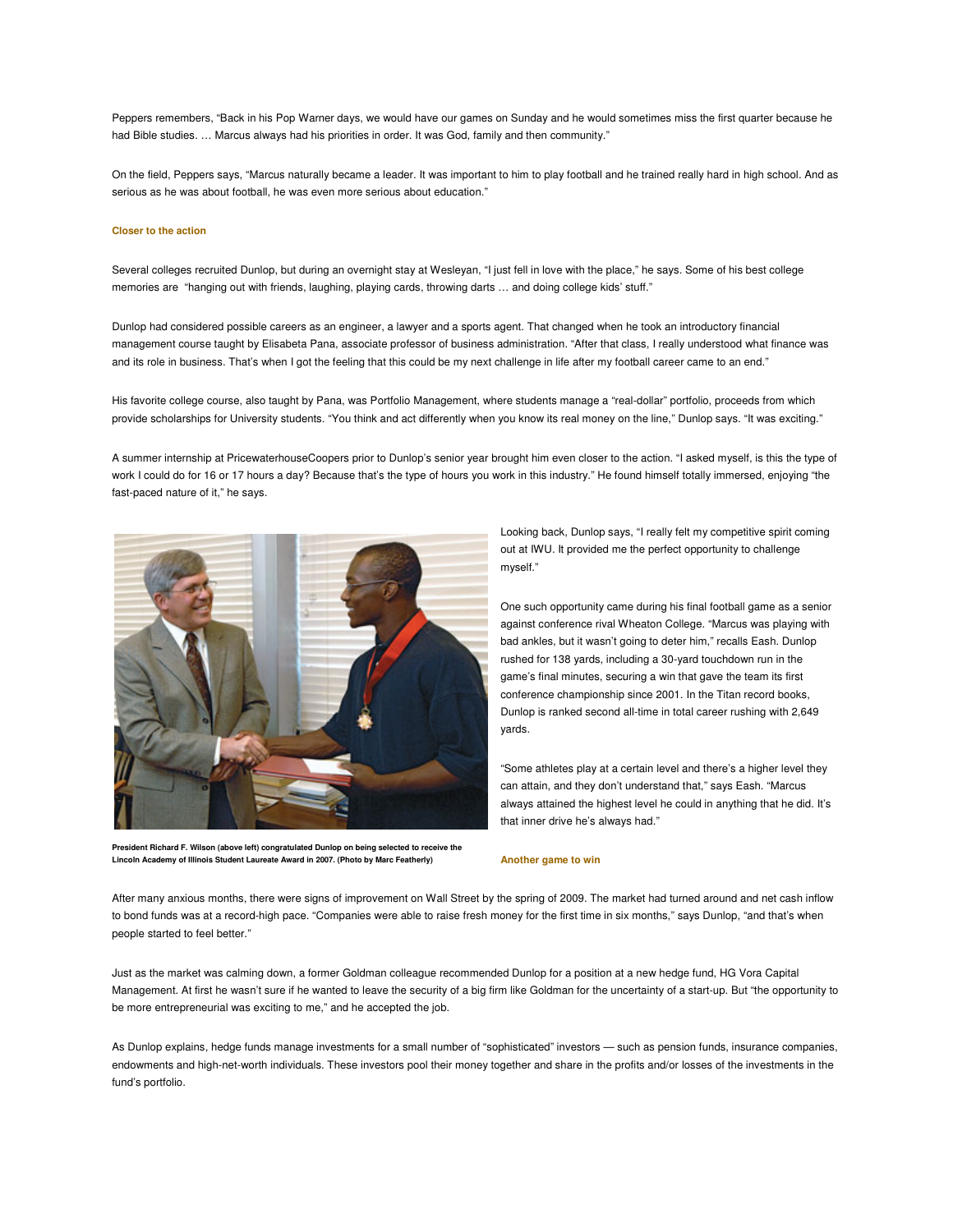Peppers remembers, "Back in his Pop Warner days, we would have our games on Sunday and he would sometimes miss the first quarter because he had Bible studies. … Marcus always had his priorities in order. It was God, family and then community."

On the field, Peppers says, "Marcus naturally became a leader. It was important to him to play football and he trained really hard in high school. And as serious as he was about football, he was even more serious about education."

### Closer to the action

Several colleges recruited Dunlop, but during an overnight stay at Wesleyan, "I just fell in love with the place," he says. Some of his best college memories are "hanging out with friends, laughing, playing cards, throwing darts … and doing college kids' stuff."

Dunlop had considered possible careers as an engineer, a lawyer and a sports agent. That changed when he took an introductory financial management course taught by Elisabeta Pana, associate professor of business administration. "After that class, I really understood what finance was and its role in business. That's when I got the feeling that this could be my next challenge in life after my football career came to an end."

His favorite college course, also taught by Pana, was Portfolio Management, where students manage a "real-dollar" portfolio, proceeds from which provide scholarships for University students. "You think and act differently when you know its real money on the line," Dunlop says. "It was exciting."

A summer internship at PricewaterhouseCoopers prior to Dunlop's senior year brought him even closer to the action. "I asked myself, is this the type of work I could do for 16 or 17 hours a day? Because that's the type of hours you work in this industry." He found himself totally immersed, enjoying "the fast-paced nature of it," he says.

**President Richard F. Wilson (above left) congratulated Dunlop on being selected to receive the Lincoln Academy of Illinois Student Laureate Award in 2007. (Photo by Marc Featherly)**

Looking back, Dunlop says, "I really felt my competitive spirit coming out at IWU. It provided me the perfect opportunity to challenge myself."

One such opportunity came during his final football game as a senior against conference rival Wheaton College. "Marcus was playing with bad ankles, but it wasn't going to deter him," recalls Eash. Dunlop rushed for 138 yards, including a 30-yard touchdown run in the game's final minutes, securing a win that gave the team its first conference championship since 2001. In the Titan record books, Dunlop is ranked second all-time in total career rushing with 2,649 yards.

"Some athletes play at a certain level and there's a higher level they can attain, and they don't understand that," says Eash. "Marcus always attained the highest level he could in anything that he did. It's that inner drive he's always had."

### Another game to win

After many anxious months, there were signs of improvement on Wall Street by the spring of 2009. The market had turned around and net cash inflow to bond funds was at a record-high pace. "Companies were able to raise fresh money for the first time in six months," says Dunlop, "and that's when people started to feel better."

Just as the market was calming down, a former Goldman colleague recommended Dunlop for a position at a new hedge fund, HG Vora Capital Management. At first he wasn't sure if he wanted to leave the security of a big firm like Goldman for the uncertainty of a start-up. But "the opportunity to be more entrepreneurial was exciting to me," and he accepted the job.

As Dunlop explains, hedge funds manage investments for a small number of "sophisticated" investors — such as pension funds, insurance companies, endowments and high-net-worth individuals. These investors pool their money together and share in the profits and/or losses of the investments in the fund's portfolio.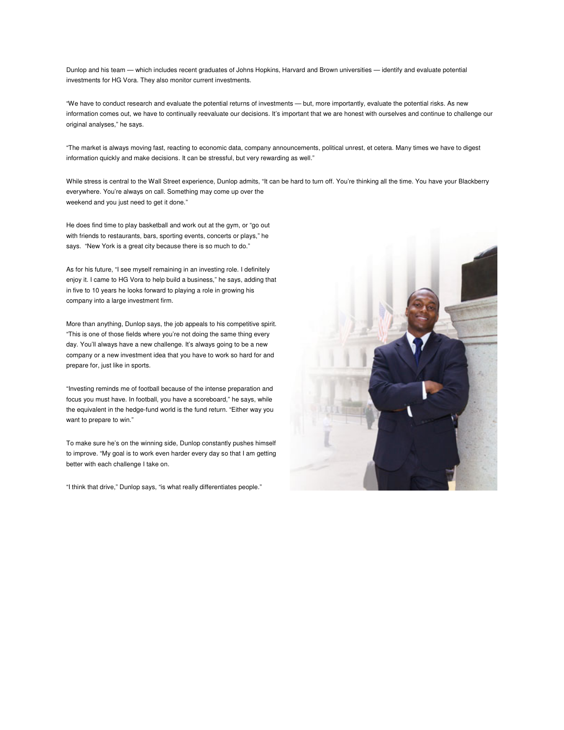Dunlop and his team — which includes recent graduates of Johns Hopkins, Harvard and Brown universities — identify and evaluate potential investments for HG Vora. They also monitor current investments.

"We have to conduct research and evaluate the potential returns of investments — but, more importantly, evaluate the potential risks. As new information comes out, we have to continually reevaluate our decisions. It's important that we are honest with ourselves and continue to challenge our original analyses," he says.

"The market is always moving fast, reacting to economic data, company announcements, political unrest, et cetera. Many times we have to digest information quickly and make decisions. It can be stressful, but very rewarding as well."

While stress is central to the Wall Street experience, Dunlop admits, "It can be hard to turn off. You're thinking all the time. You have your Blackberry everywhere. You're always on call. Something may come up over the weekend and you just need to get it done."

He does find time to play basketball and work out at the gym, or "go out with friends to restaurants, bars, sporting events, concerts or plays," he says. "New York is a great city because there is so much to do."

As for his future, "I see myself remaining in an investing role. I definitely enjoy it. I came to HG Vora to help build a business," he says, adding that in five to 10 years he looks forward to playing a role in growing his company into a large investment firm.

More than anything, Dunlop says, the job appeals to his competitive spirit. "This is one of those fields where you're not doing the same thing every day. You'll always have a new challenge. It's always going to be a new company or a new investment idea that you have to work so hard for and prepare for, just like in sports.

"Investing reminds me of football because of the intense preparation and focus you must have. In football, you have a scoreboard," he says, while the equivalent in the hedge-fund world is the fund return. "Either way you want to prepare to win."

To make sure he's on the winning side, Dunlop constantly pushes himself to improve. "My goal is to work even harder every day so that I am getting better with each challenge I take on.

"I think that drive," Dunlop says, "is what really differentiates people."